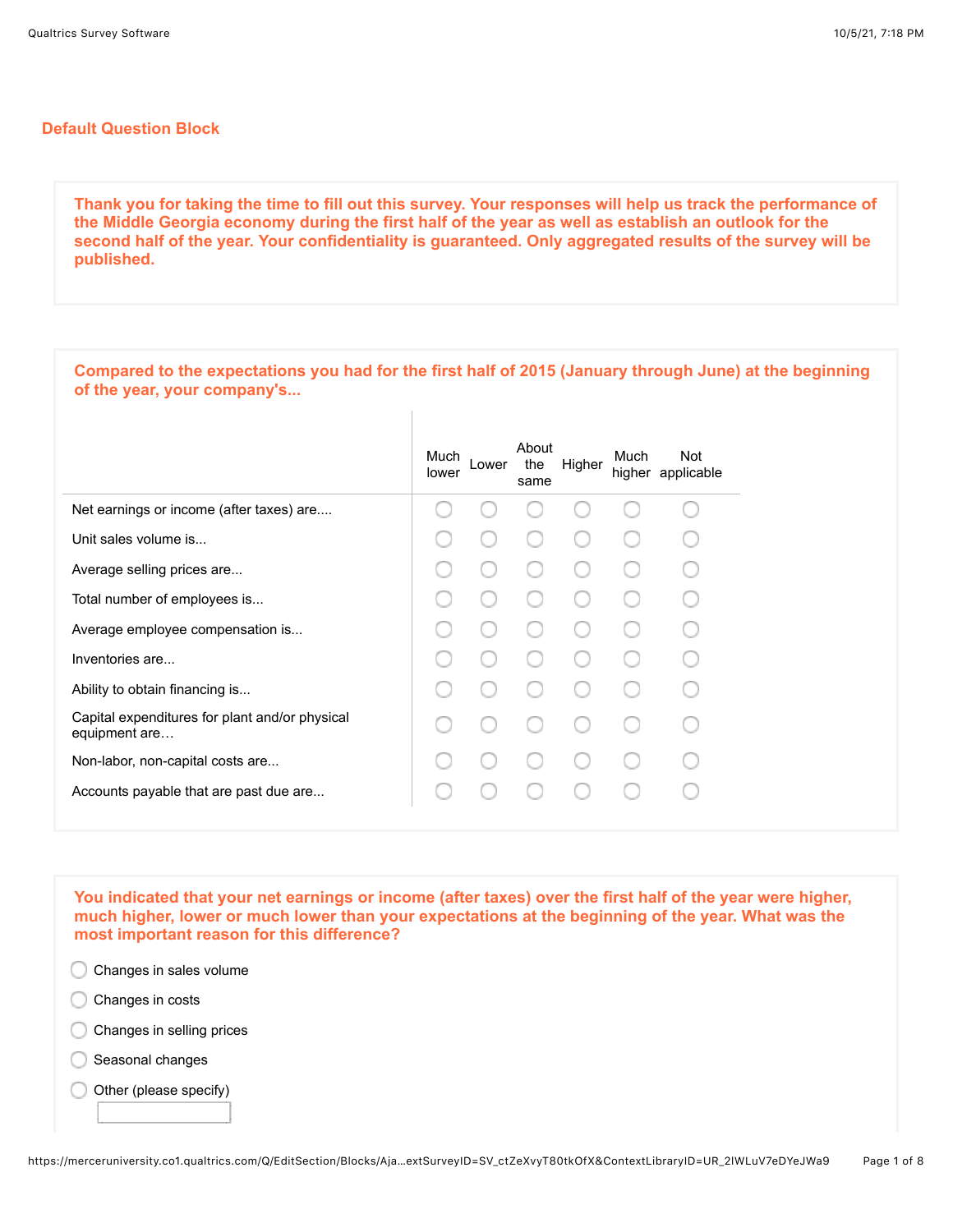## Default Question Block

**Thank you for taking the time to fill out this survey. Your responses will help us track the performance of the Middle Georgia economy during the first half of the year as well as establish an outlook for the second half of the year. Your confidentiality is guaranteed. Only aggregated results of the survey will be published.**

**Compared to the expectations you had for the first half of 2015 (January through June) at the beginning of the year, your company's...**

| | Much lower | Lower | About the same | Higher | Much higher | Not applicable |
|---|---|---|---|---|---|---|
| Net earnings or income (after taxes) are.... | ○ | ○ | ○ | ○ | ○ | ○ |
| Unit sales volume is... | ○ | ○ | ○ | ○ | ○ | ○ |
| Average selling prices are... | ○ | ○ | ○ | ○ | ○ | ○ |
| Total number of employees is... | ○ | ○ | ○ | ○ | ○ | ○ |
| Average employee compensation is... | ○ | ○ | ○ | ○ | ○ | ○ |
| Inventories are... | ○ | ○ | ○ | ○ | ○ | ○ |
| Ability to obtain financing is... | ○ | ○ | ○ | ○ | ○ | ○ |
| Capital expenditures for plant and/or physical equipment are… | ○ | ○ | ○ | ○ | ○ | ○ |
| Non-labor, non-capital costs are... | ○ | ○ | ○ | ○ | ○ | ○ |
| Accounts payable that are past due are... | ○ | ○ | ○ | ○ | ○ | ○ |

**You indicated that your net earnings or income (after taxes) over the first half of the year were higher, much higher, lower or much lower than your expectations at the beginning of the year. What was the most important reason for this difference?**

- ○ Changes in sales volume
- ○ Changes in costs
- ○ Changes in selling prices
- ○ Seasonal changes
- ○ Other (please specify) \_\_\_\_\_\_\_\_\_\_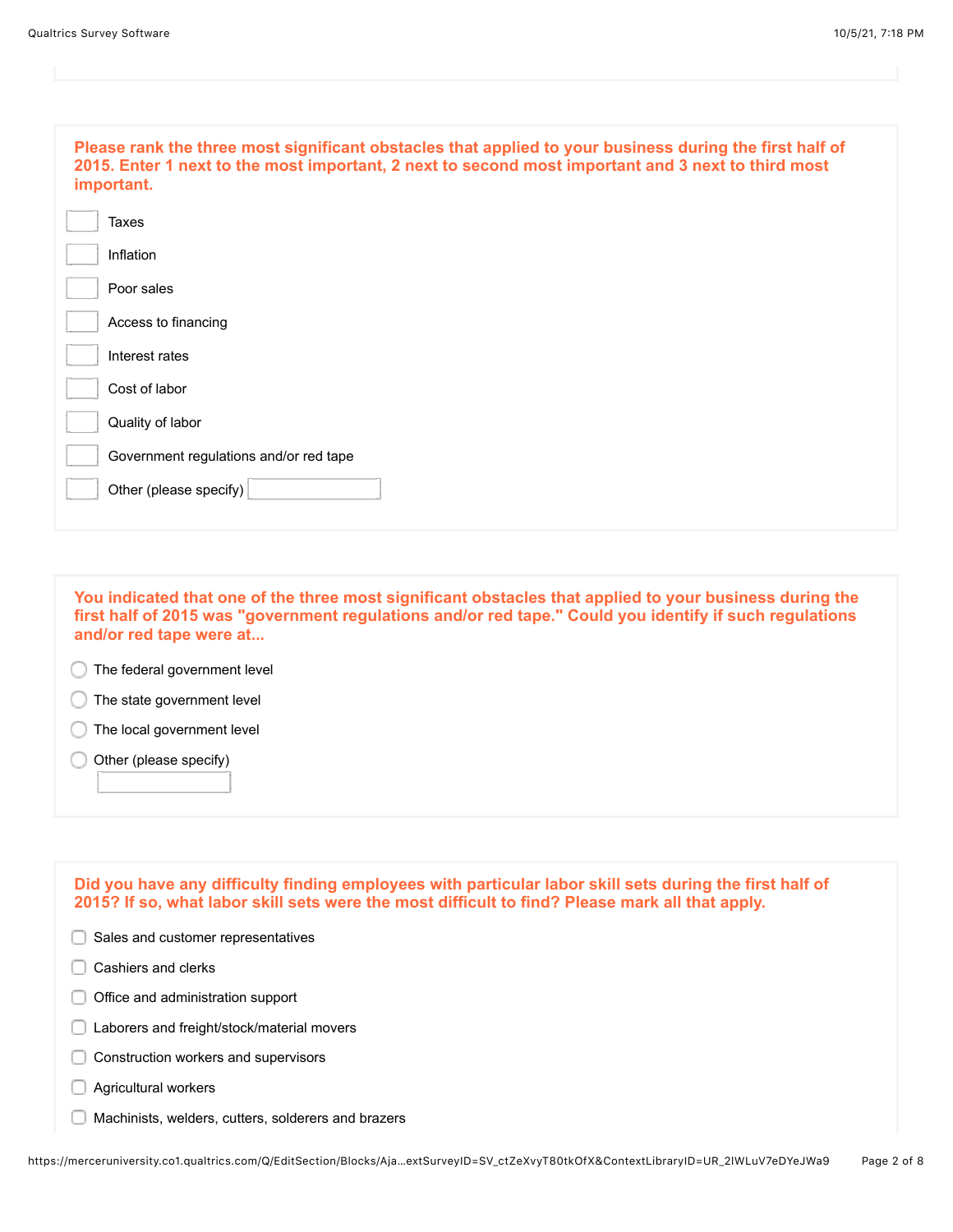**Please rank the three most significant obstacles that applied to your business during the first half of 2015. Enter 1 next to the most important, 2 next to second most important and 3 next to third most important.**

- [ ] Taxes
- [ ] Inflation
- [ ] Poor sales
- [ ] Access to financing
- [ ] Interest rates
- [ ] Cost of labor
- [ ] Quality of labor
- [ ] Government regulations and/or red tape
- [ ] Other (please specify) ________

**You indicated that one of the three most significant obstacles that applied to your business during the first half of 2015 was "government regulations and/or red tape." Could you identify if such regulations and/or red tape were at...**

- ○ The federal government level
- ○ The state government level
- ○ The local government level
- ○ Other (please specify) ________

**Did you have any difficulty finding employees with particular labor skill sets during the first half of 2015? If so, what labor skill sets were the most difficult to find? Please mark all that apply.**

- [ ] Sales and customer representatives
- [ ] Cashiers and clerks
- [ ] Office and administration support
- [ ] Laborers and freight/stock/material movers
- [ ] Construction workers and supervisors
- [ ] Agricultural workers
- [ ] Machinists, welders, cutters, solderers and brazers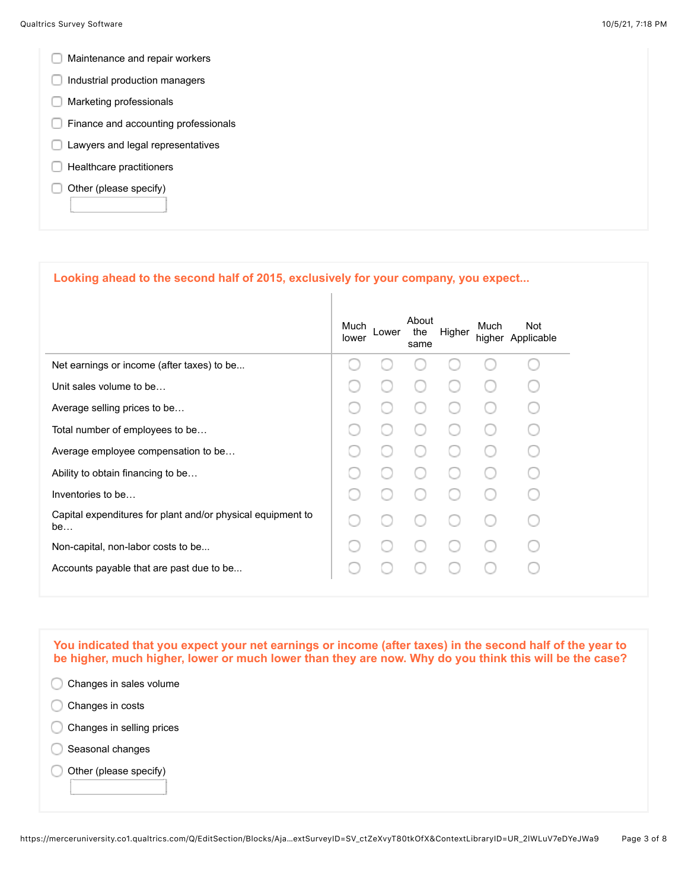- [ ] Maintenance and repair workers
- [ ] Industrial production managers
- [ ] Marketing professionals
- [ ] Finance and accounting professionals
- [ ] Lawyers and legal representatives
- [ ] Healthcare practitioners
- [ ] Other (please specify)

**Looking ahead to the second half of 2015, exclusively for your company, you expect...**

| | Much lower | Lower | About the same | Higher | Much higher | Not Applicable |
|---|---|---|---|---|---|---|
| Net earnings or income (after taxes) to be... | ○ | ○ | ○ | ○ | ○ | ○ |
| Unit sales volume to be… | ○ | ○ | ○ | ○ | ○ | ○ |
| Average selling prices to be… | ○ | ○ | ○ | ○ | ○ | ○ |
| Total number of employees to be… | ○ | ○ | ○ | ○ | ○ | ○ |
| Average employee compensation to be… | ○ | ○ | ○ | ○ | ○ | ○ |
| Ability to obtain financing to be… | ○ | ○ | ○ | ○ | ○ | ○ |
| Inventories to be… | ○ | ○ | ○ | ○ | ○ | ○ |
| Capital expenditures for plant and/or physical equipment to be… | ○ | ○ | ○ | ○ | ○ | ○ |
| Non-capital, non-labor costs to be... | ○ | ○ | ○ | ○ | ○ | ○ |
| Accounts payable that are past due to be... | ○ | ○ | ○ | ○ | ○ | ○ |

**You indicated that you expect your net earnings or income (after taxes) in the second half of the year to be higher, much higher, lower or much lower than they are now. Why do you think this will be the case?**

- ○ Changes in sales volume
- ○ Changes in costs
- ○ Changes in selling prices
- ○ Seasonal changes
- ○ Other (please specify)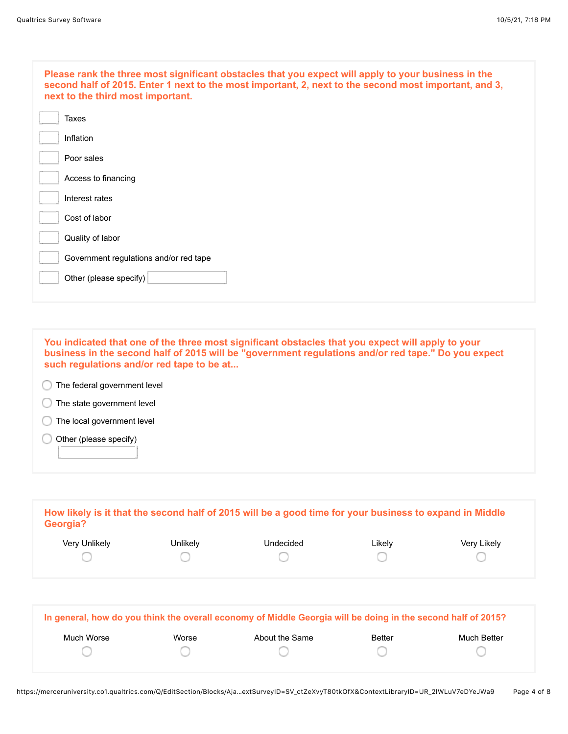**Please rank the three most significant obstacles that you expect will apply to your business in the second half of 2015. Enter 1 next to the most important, 2, next to the second most important, and 3, next to the third most important.**

- [ ] Taxes
- [ ] Inflation
- [ ] Poor sales
- [ ] Access to financing
- [ ] Interest rates
- [ ] Cost of labor
- [ ] Quality of labor
- [ ] Government regulations and/or red tape
- [ ] Other (please specify) ______

**You indicated that one of the three most significant obstacles that you expect will apply to your business in the second half of 2015 will be "government regulations and/or red tape." Do you expect such regulations and/or red tape to be at...**

- ○ The federal government level
- ○ The state government level
- ○ The local government level
- ○ Other (please specify) ______

**How likely is it that the second half of 2015 will be a good time for your business to expand in Middle Georgia?**

| Very Unlikely | Unlikely | Undecided | Likely | Very Likely |
|---|---|---|---|---|
| ○ | ○ | ○ | ○ | ○ |

**In general, how do you think the overall economy of Middle Georgia will be doing in the second half of 2015?**

| Much Worse | Worse | About the Same | Better | Much Better |
|---|---|---|---|---|
| ○ | ○ | ○ | ○ | ○ |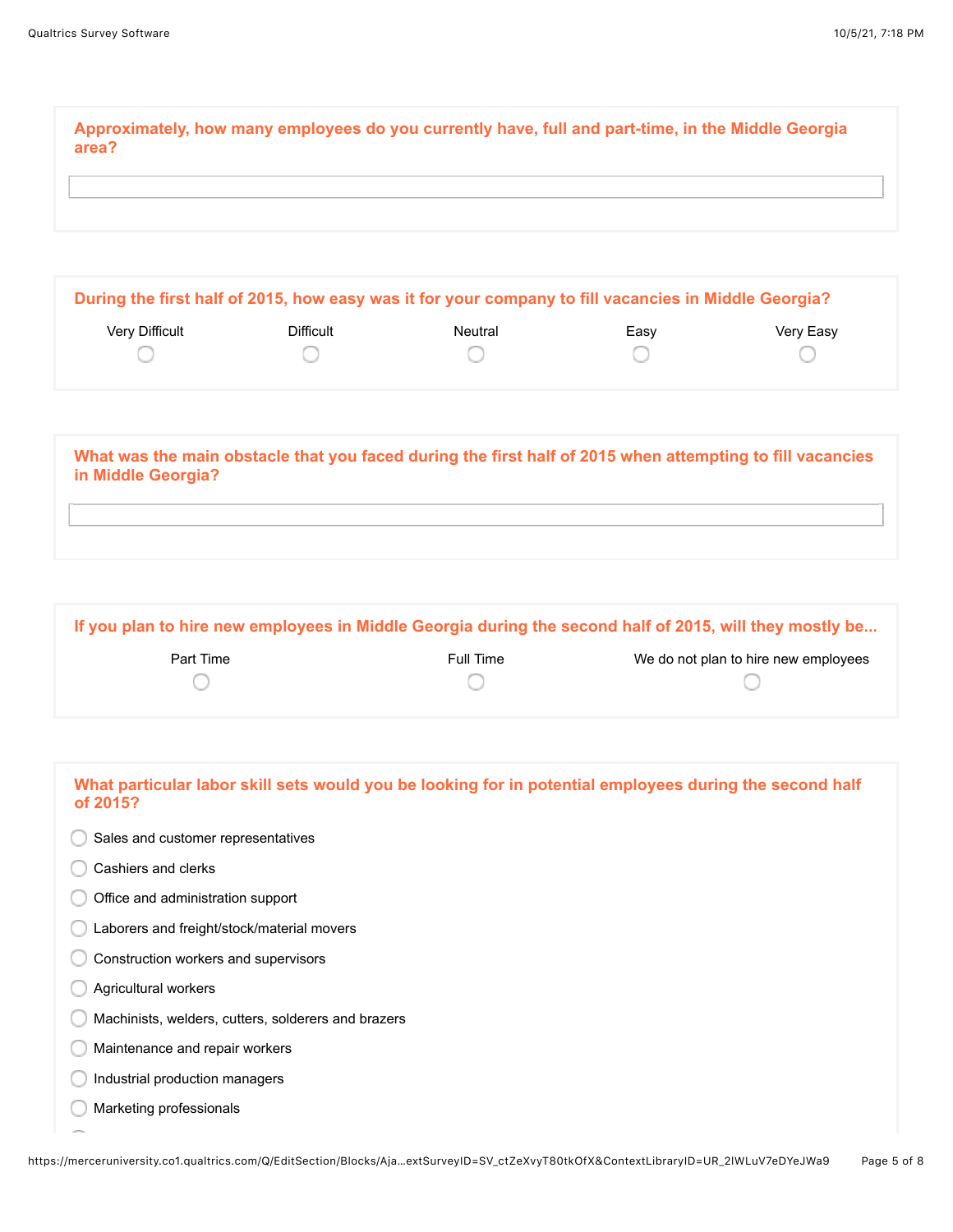**Approximately, how many employees do you currently have, full and part-time, in the Middle Georgia area?**

**During the first half of 2015, how easy was it for your company to fill vacancies in Middle Georgia?**

| Very Difficult | Difficult | Neutral | Easy | Very Easy |
|---|---|---|---|---|
| ○ | ○ | ○ | ○ | ○ |

**What was the main obstacle that you faced during the first half of 2015 when attempting to fill vacancies in Middle Georgia?**

**If you plan to hire new employees in Middle Georgia during the second half of 2015, will they mostly be...**

| Part Time | Full Time | We do not plan to hire new employees |
|---|---|---|
| ○ | ○ | ○ |

**What particular labor skill sets would you be looking for in potential employees during the second half of 2015?**

- ○ Sales and customer representatives
- ○ Cashiers and clerks
- ○ Office and administration support
- ○ Laborers and freight/stock/material movers
- ○ Construction workers and supervisors
- ○ Agricultural workers
- ○ Machinists, welders, cutters, solderers and brazers
- ○ Maintenance and repair workers
- ○ Industrial production managers
- ○ Marketing professionals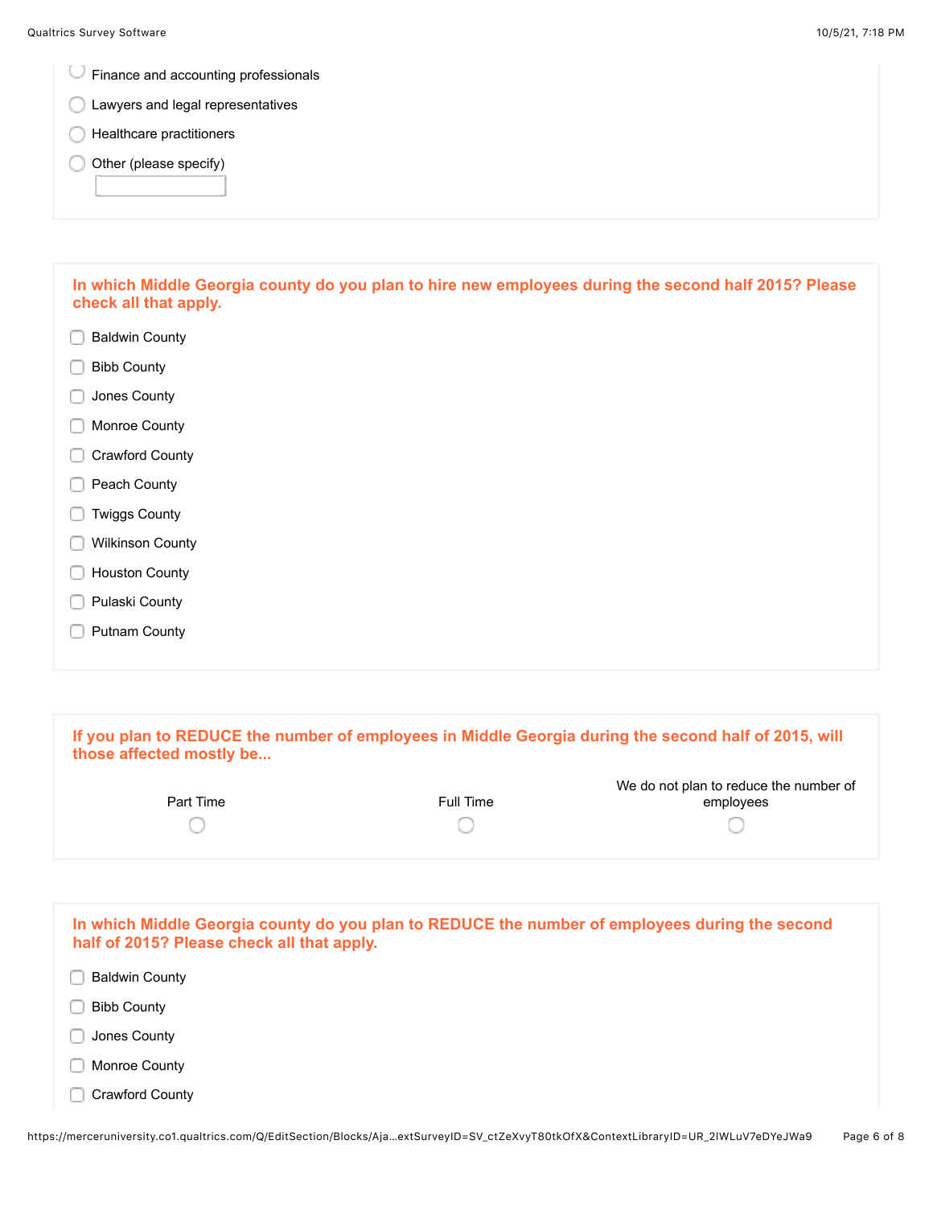- ◯ Finance and accounting professionals
- ◯ Lawyers and legal representatives
- ◯ Healthcare practitioners
- ◯ Other (please specify) ____________

**In which Middle Georgia county do you plan to hire new employees during the second half 2015? Please check all that apply.**

- ☐ Baldwin County
- ☐ Bibb County
- ☐ Jones County
- ☐ Monroe County
- ☐ Crawford County
- ☐ Peach County
- ☐ Twiggs County
- ☐ Wilkinson County
- ☐ Houston County
- ☐ Pulaski County
- ☐ Putnam County

**If you plan to REDUCE the number of employees in Middle Georgia during the second half of 2015, will those affected mostly be...**

| Part Time | Full Time | We do not plan to reduce the number of employees |
|---|---|---|
| ◯ | ◯ | ◯ |

**In which Middle Georgia county do you plan to REDUCE the number of employees during the second half of 2015? Please check all that apply.**

- ☐ Baldwin County
- ☐ Bibb County
- ☐ Jones County
- ☐ Monroe County
- ☐ Crawford County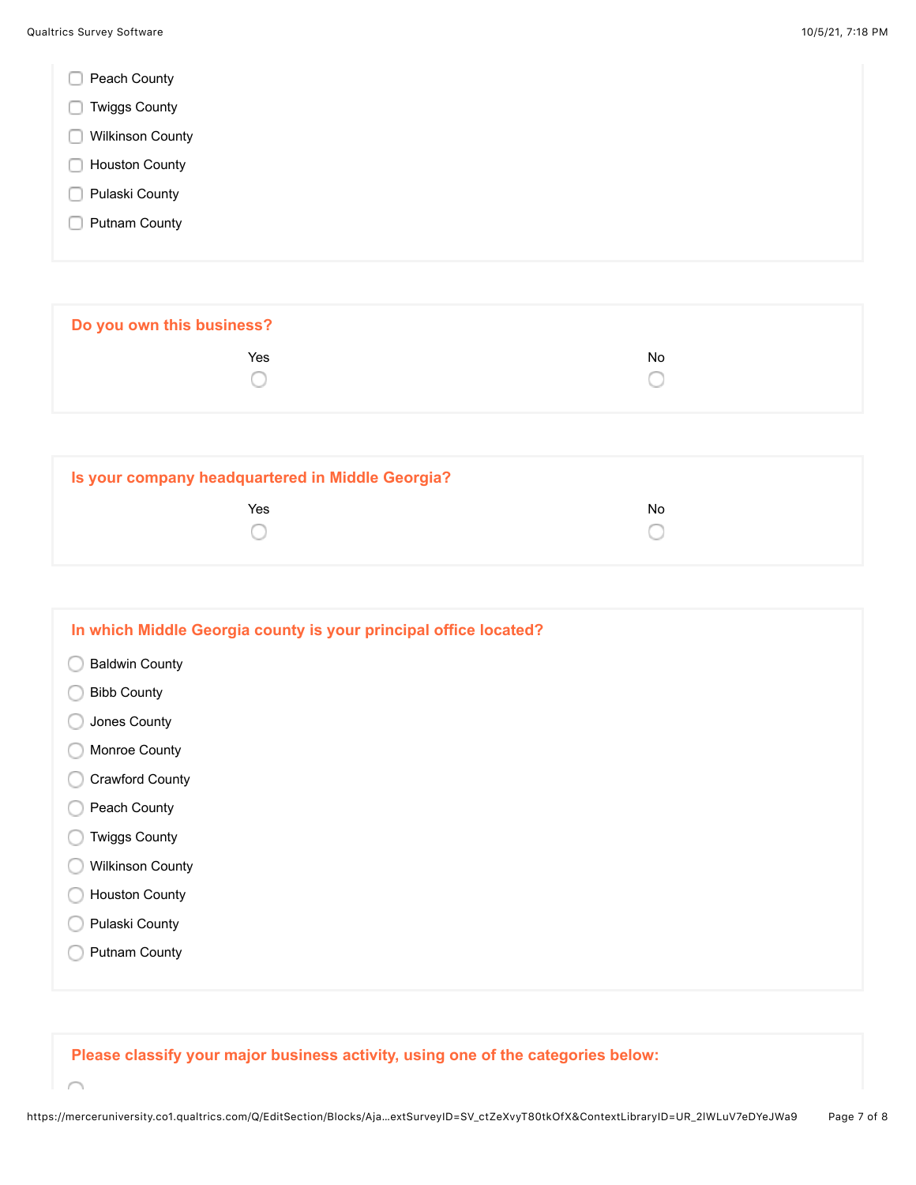- Peach County
- Twiggs County
- Wilkinson County
- Houston County
- Pulaski County
- Putnam County

**Do you own this business?**

- Yes
- No

**Is your company headquartered in Middle Georgia?**

- Yes
- No

**In which Middle Georgia county is your principal office located?**

- Baldwin County
- Bibb County
- Jones County
- Monroe County
- Crawford County
- Peach County
- Twiggs County
- Wilkinson County
- Houston County
- Pulaski County
- Putnam County

**Please classify your major business activity, using one of the categories below:**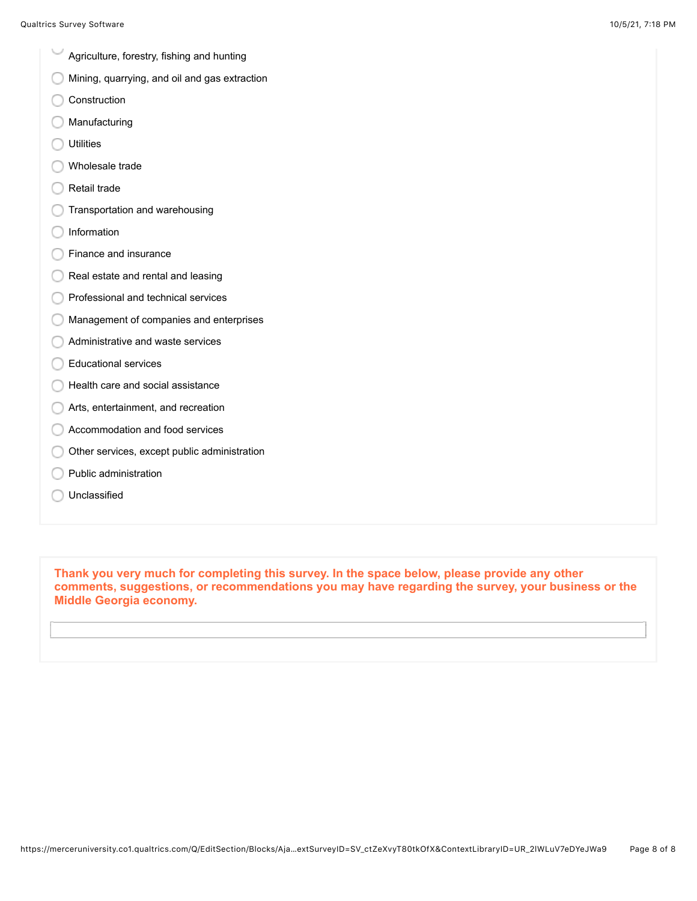- Agriculture, forestry, fishing and hunting
- Mining, quarrying, and oil and gas extraction
- Construction
- Manufacturing
- Utilities
- Wholesale trade
- Retail trade
- Transportation and warehousing
- Information
- Finance and insurance
- Real estate and rental and leasing
- Professional and technical services
- Management of companies and enterprises
- Administrative and waste services
- Educational services
- Health care and social assistance
- Arts, entertainment, and recreation
- Accommodation and food services
- Other services, except public administration
- Public administration
- Unclassified

**Thank you very much for completing this survey. In the space below, please provide any other comments, suggestions, or recommendations you may have regarding the survey, your business or the Middle Georgia economy.**